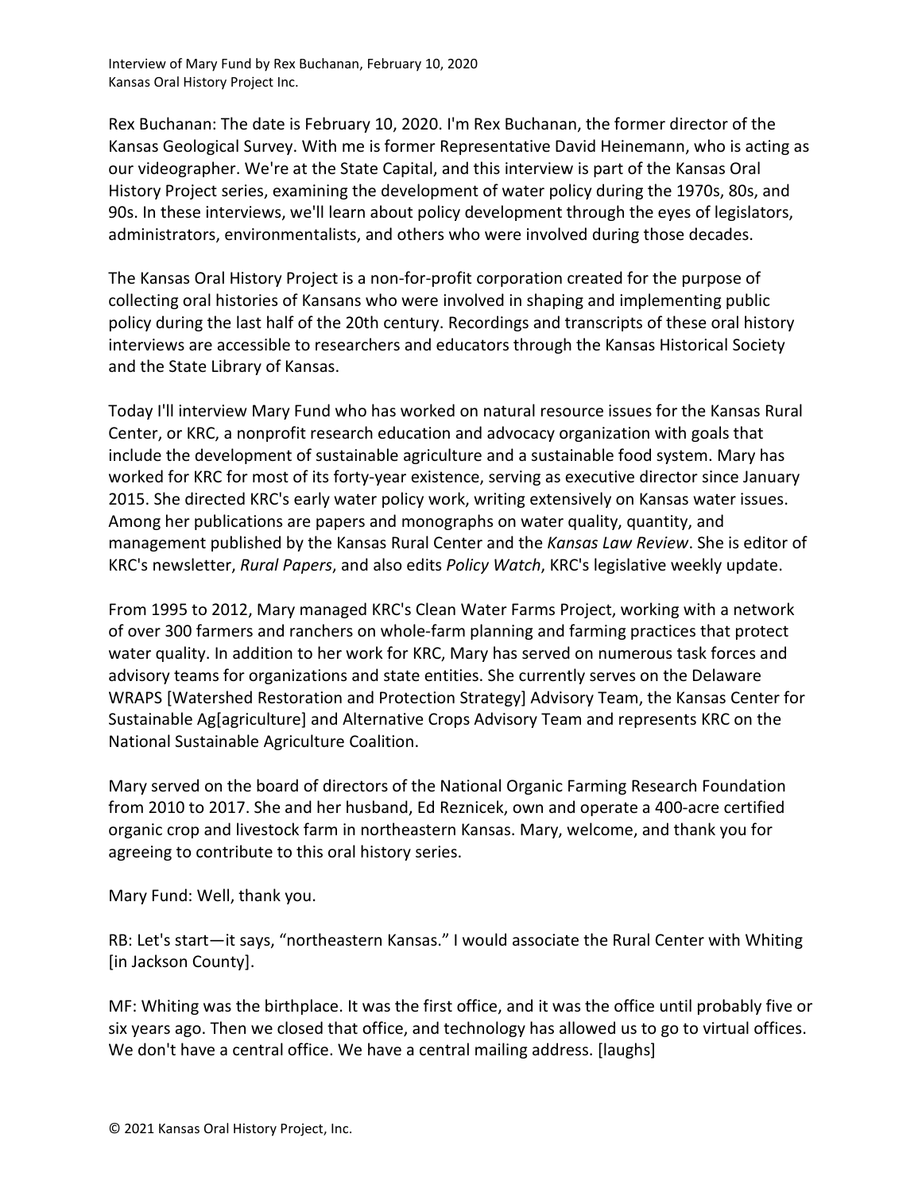Rex Buchanan: The date is February 10, 2020. I'm Rex Buchanan, the former director of the Kansas Geological Survey. With me is former Representative David Heinemann, who is acting as our videographer. We're at the State Capital, and this interview is part of the Kansas Oral History Project series, examining the development of water policy during the 1970s, 80s, and 90s. In these interviews, we'll learn about policy development through the eyes of legislators, administrators, environmentalists, and others who were involved during those decades.

The Kansas Oral History Project is a non-for-profit corporation created for the purpose of collecting oral histories of Kansans who were involved in shaping and implementing public policy during the last half of the 20th century. Recordings and transcripts of these oral history interviews are accessible to researchers and educators through the Kansas Historical Society and the State Library of Kansas.

Today I'll interview Mary Fund who has worked on natural resource issues for the Kansas Rural Center, or KRC, a nonprofit research education and advocacy organization with goals that include the development of sustainable agriculture and a sustainable food system. Mary has worked for KRC for most of its forty-year existence, serving as executive director since January 2015. She directed KRC's early water policy work, writing extensively on Kansas water issues. Among her publications are papers and monographs on water quality, quantity, and management published by the Kansas Rural Center and the *Kansas Law Review*. She is editor of KRC's newsletter, *Rural Papers*, and also edits *Policy Watch*, KRC's legislative weekly update.

From 1995 to 2012, Mary managed KRC's Clean Water Farms Project, working with a network of over 300 farmers and ranchers on whole-farm planning and farming practices that protect water quality. In addition to her work for KRC, Mary has served on numerous task forces and advisory teams for organizations and state entities. She currently serves on the Delaware WRAPS [Watershed Restoration and Protection Strategy] Advisory Team, the Kansas Center for Sustainable Ag[agriculture] and Alternative Crops Advisory Team and represents KRC on the National Sustainable Agriculture Coalition.

Mary served on the board of directors of the National Organic Farming Research Foundation from 2010 to 2017. She and her husband, Ed Reznicek, own and operate a 400-acre certified organic crop and livestock farm in northeastern Kansas. Mary, welcome, and thank you for agreeing to contribute to this oral history series.

Mary Fund: Well, thank you.

RB: Let's start—it says, "northeastern Kansas." I would associate the Rural Center with Whiting [in Jackson County].

MF: Whiting was the birthplace. It was the first office, and it was the office until probably five or six years ago. Then we closed that office, and technology has allowed us to go to virtual offices. We don't have a central office. We have a central mailing address. [laughs]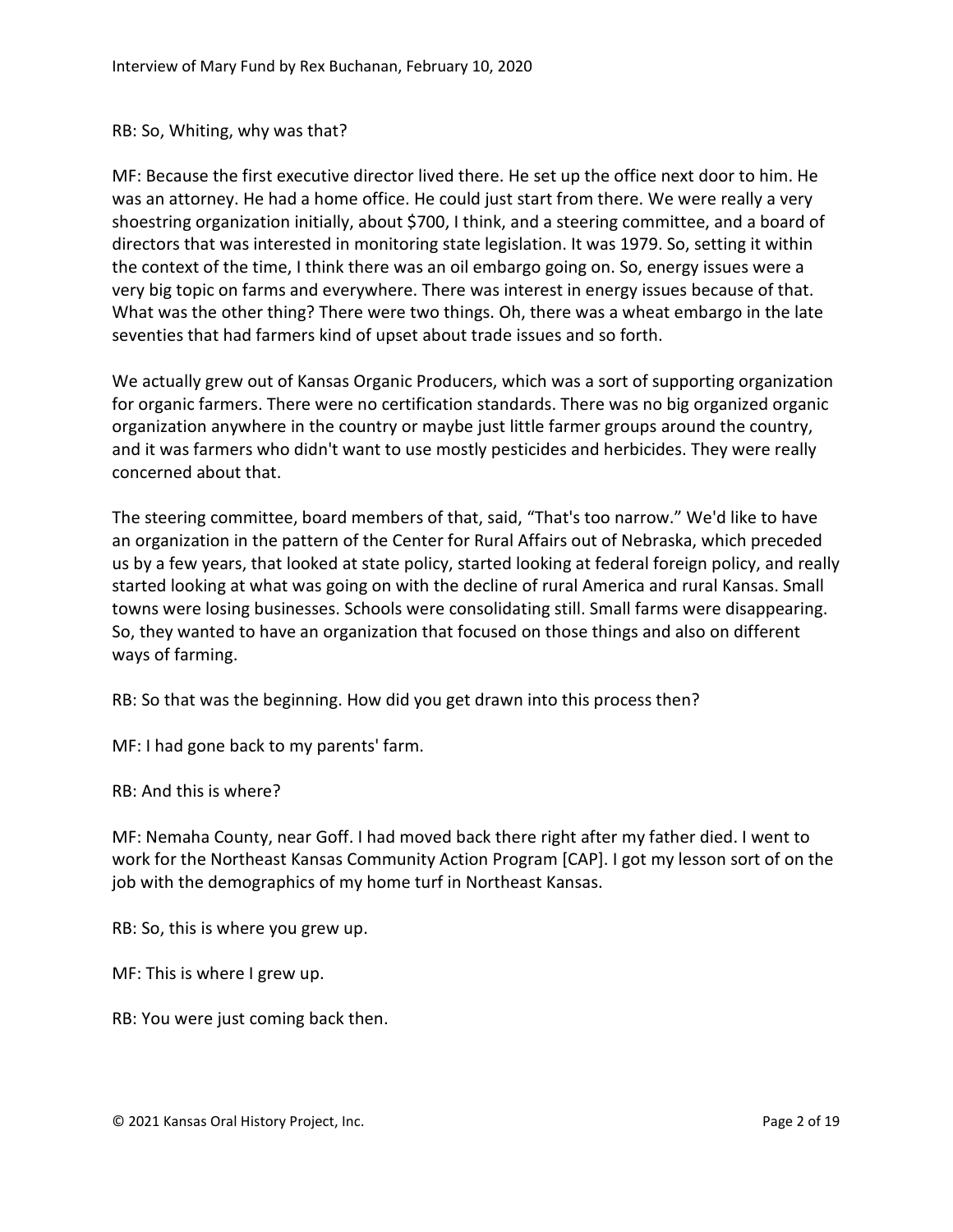RB: So, Whiting, why was that?

MF: Because the first executive director lived there. He set up the office next door to him. He was an attorney. He had a home office. He could just start from there. We were really a very shoestring organization initially, about $700, I think, and a steering committee, and a board of directors that was interested in monitoring state legislation. It was 1979. So, setting it within the context of the time, I think there was an oil embargo going on. So, energy issues were a very big topic on farms and everywhere. There was interest in energy issues because of that. What was the other thing? There were two things. Oh, there was a wheat embargo in the late seventies that had farmers kind of upset about trade issues and so forth.

We actually grew out of Kansas Organic Producers, which was a sort of supporting organization for organic farmers. There were no certification standards. There was no big organized organic organization anywhere in the country or maybe just little farmer groups around the country, and it was farmers who didn't want to use mostly pesticides and herbicides. They were really concerned about that.

The steering committee, board members of that, said, "That's too narrow." We'd like to have an organization in the pattern of the Center for Rural Affairs out of Nebraska, which preceded us by a few years, that looked at state policy, started looking at federal foreign policy, and really started looking at what was going on with the decline of rural America and rural Kansas. Small towns were losing businesses. Schools were consolidating still. Small farms were disappearing. So, they wanted to have an organization that focused on those things and also on different ways of farming.

RB: So that was the beginning. How did you get drawn into this process then?

MF: I had gone back to my parents' farm.

RB: And this is where?

MF: Nemaha County, near Goff. I had moved back there right after my father died. I went to work for the Northeast Kansas Community Action Program [CAP]. I got my lesson sort of on the job with the demographics of my home turf in Northeast Kansas.

RB: So, this is where you grew up.

MF: This is where I grew up.

RB: You were just coming back then.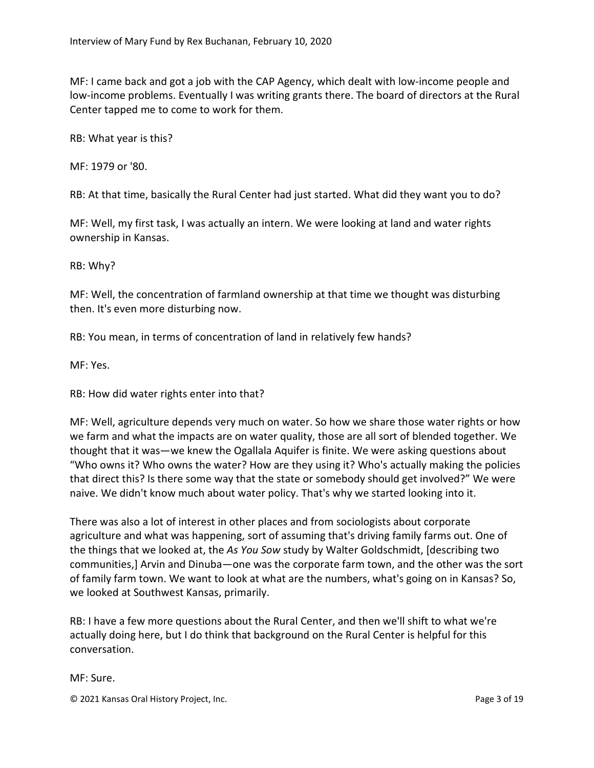MF: I came back and got a job with the CAP Agency, which dealt with low-income people and low-income problems. Eventually I was writing grants there. The board of directors at the Rural Center tapped me to come to work for them.

RB: What year is this?

MF: 1979 or '80.

RB: At that time, basically the Rural Center had just started. What did they want you to do?

MF: Well, my first task, I was actually an intern. We were looking at land and water rights ownership in Kansas.

RB: Why?

MF: Well, the concentration of farmland ownership at that time we thought was disturbing then. It's even more disturbing now.

RB: You mean, in terms of concentration of land in relatively few hands?

MF: Yes.

RB: How did water rights enter into that?

MF: Well, agriculture depends very much on water. So how we share those water rights or how we farm and what the impacts are on water quality, those are all sort of blended together. We thought that it was—we knew the Ogallala Aquifer is finite. We were asking questions about "Who owns it? Who owns the water? How are they using it? Who's actually making the policies that direct this? Is there some way that the state or somebody should get involved?" We were naive. We didn't know much about water policy. That's why we started looking into it.

There was also a lot of interest in other places and from sociologists about corporate agriculture and what was happening, sort of assuming that's driving family farms out. One of the things that we looked at, the *As You Sow* study by Walter Goldschmidt, [describing two communities,] Arvin and Dinuba—one was the corporate farm town, and the other was the sort of family farm town. We want to look at what are the numbers, what's going on in Kansas? So, we looked at Southwest Kansas, primarily.

RB: I have a few more questions about the Rural Center, and then we'll shift to what we're actually doing here, but I do think that background on the Rural Center is helpful for this conversation.

MF: Sure.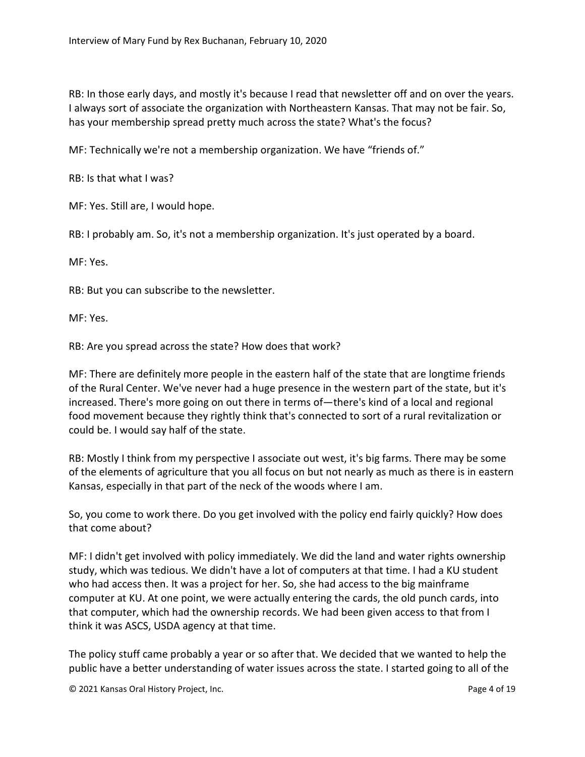RB: In those early days, and mostly it's because I read that newsletter off and on over the years. I always sort of associate the organization with Northeastern Kansas. That may not be fair. So, has your membership spread pretty much across the state? What's the focus?

MF: Technically we're not a membership organization. We have "friends of."

RB: Is that what I was?

MF: Yes. Still are, I would hope.

RB: I probably am. So, it's not a membership organization. It's just operated by a board.

MF: Yes.

RB: But you can subscribe to the newsletter.

MF: Yes.

RB: Are you spread across the state? How does that work?

MF: There are definitely more people in the eastern half of the state that are longtime friends of the Rural Center. We've never had a huge presence in the western part of the state, but it's increased. There's more going on out there in terms of—there's kind of a local and regional food movement because they rightly think that's connected to sort of a rural revitalization or could be. I would say half of the state.

RB: Mostly I think from my perspective I associate out west, it's big farms. There may be some of the elements of agriculture that you all focus on but not nearly as much as there is in eastern Kansas, especially in that part of the neck of the woods where I am.

So, you come to work there. Do you get involved with the policy end fairly quickly? How does that come about?

MF: I didn't get involved with policy immediately. We did the land and water rights ownership study, which was tedious. We didn't have a lot of computers at that time. I had a KU student who had access then. It was a project for her. So, she had access to the big mainframe computer at KU. At one point, we were actually entering the cards, the old punch cards, into that computer, which had the ownership records. We had been given access to that from I think it was ASCS, USDA agency at that time.

The policy stuff came probably a year or so after that. We decided that we wanted to help the public have a better understanding of water issues across the state. I started going to all of the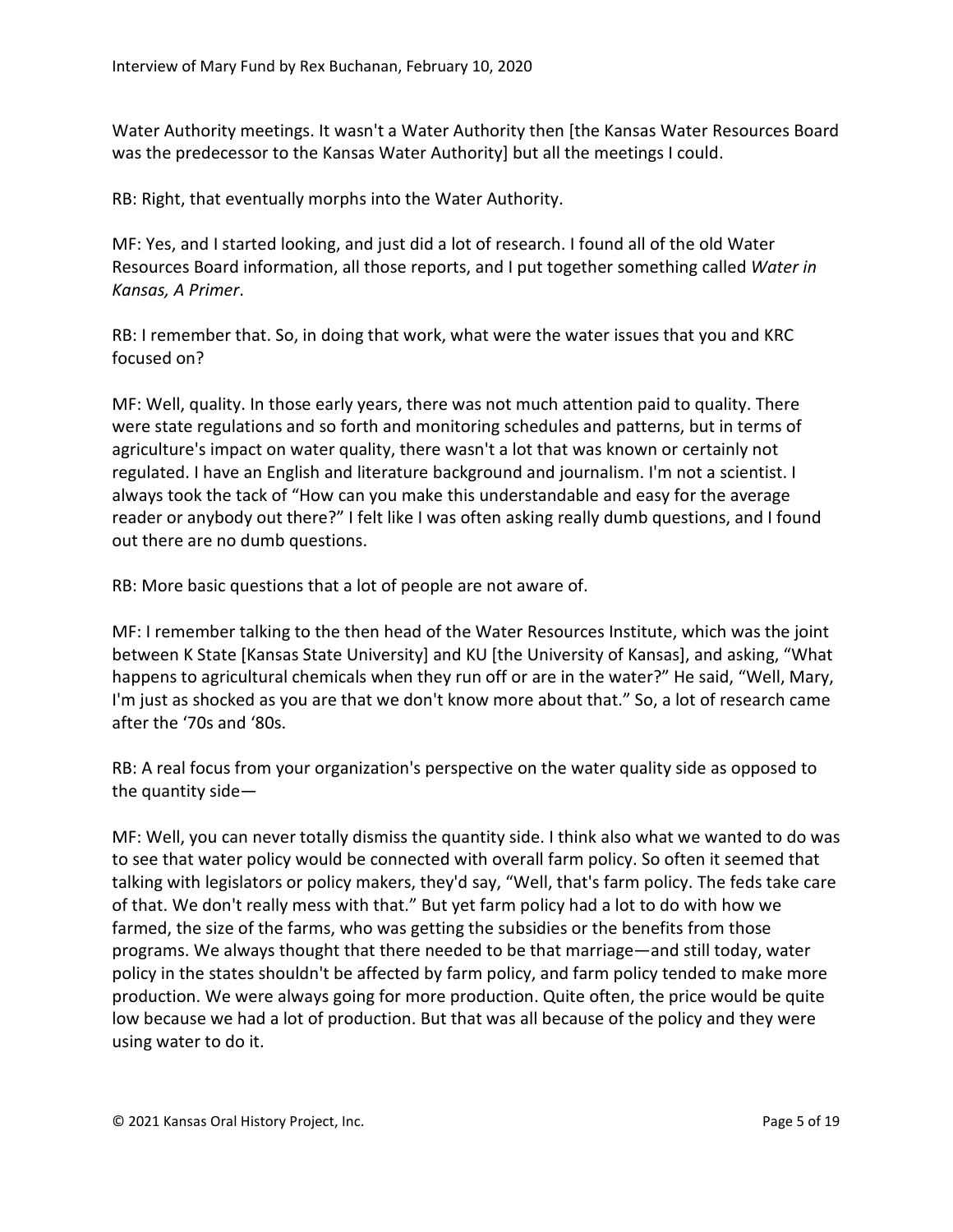Water Authority meetings. It wasn't a Water Authority then [the Kansas Water Resources Board was the predecessor to the Kansas Water Authority] but all the meetings I could.

RB: Right, that eventually morphs into the Water Authority.

MF: Yes, and I started looking, and just did a lot of research. I found all of the old Water Resources Board information, all those reports, and I put together something called *Water in Kansas, A Primer*.

RB: I remember that. So, in doing that work, what were the water issues that you and KRC focused on?

MF: Well, quality. In those early years, there was not much attention paid to quality. There were state regulations and so forth and monitoring schedules and patterns, but in terms of agriculture's impact on water quality, there wasn't a lot that was known or certainly not regulated. I have an English and literature background and journalism. I'm not a scientist. I always took the tack of "How can you make this understandable and easy for the average reader or anybody out there?" I felt like I was often asking really dumb questions, and I found out there are no dumb questions.

RB: More basic questions that a lot of people are not aware of.

MF: I remember talking to the then head of the Water Resources Institute, which was the joint between K State [Kansas State University] and KU [the University of Kansas], and asking, "What happens to agricultural chemicals when they run off or are in the water?" He said, "Well, Mary, I'm just as shocked as you are that we don't know more about that." So, a lot of research came after the '70s and '80s.

RB: A real focus from your organization's perspective on the water quality side as opposed to the quantity side—

MF: Well, you can never totally dismiss the quantity side. I think also what we wanted to do was to see that water policy would be connected with overall farm policy. So often it seemed that talking with legislators or policy makers, they'd say, "Well, that's farm policy. The feds take care of that. We don't really mess with that." But yet farm policy had a lot to do with how we farmed, the size of the farms, who was getting the subsidies or the benefits from those programs. We always thought that there needed to be that marriage—and still today, water policy in the states shouldn't be affected by farm policy, and farm policy tended to make more production. We were always going for more production. Quite often, the price would be quite low because we had a lot of production. But that was all because of the policy and they were using water to do it.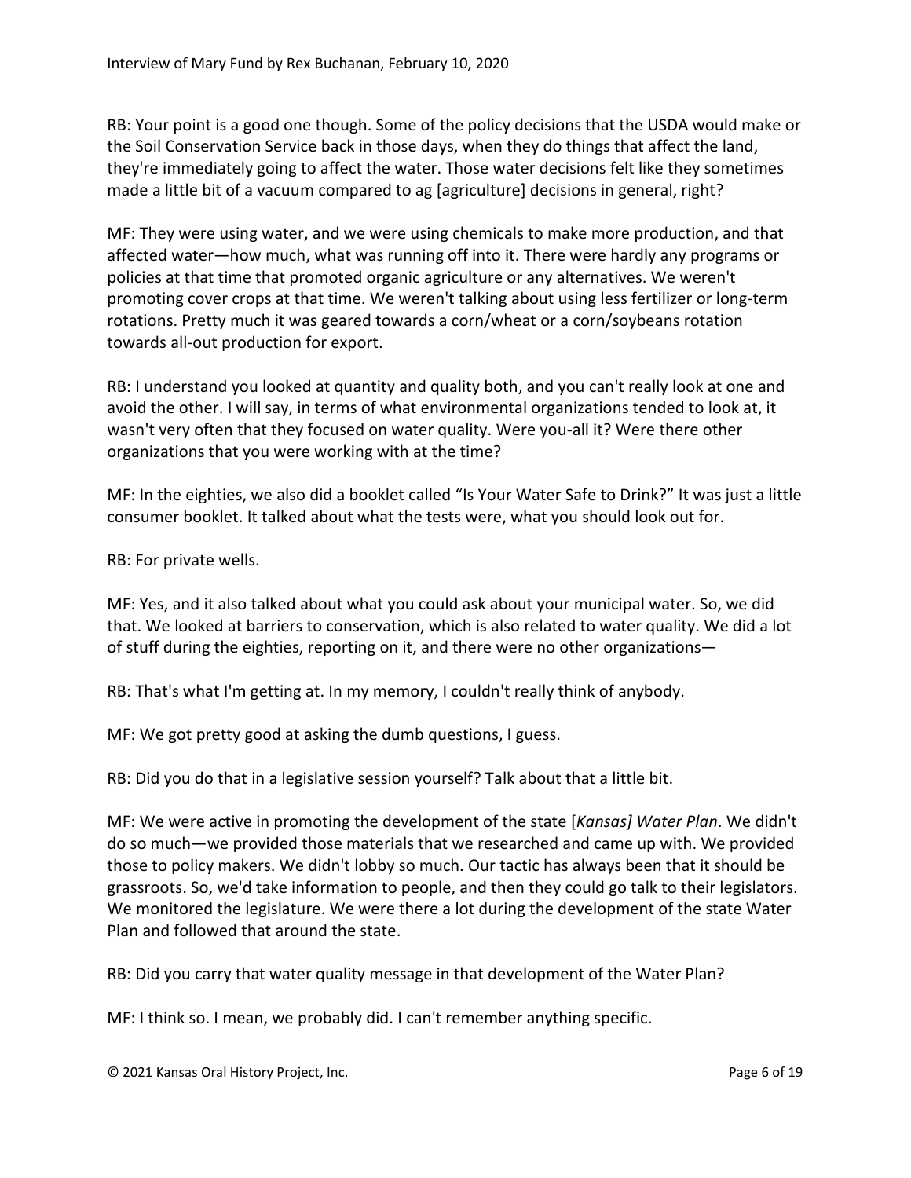RB: Your point is a good one though. Some of the policy decisions that the USDA would make or the Soil Conservation Service back in those days, when they do things that affect the land, they're immediately going to affect the water. Those water decisions felt like they sometimes made a little bit of a vacuum compared to ag [agriculture] decisions in general, right?

MF: They were using water, and we were using chemicals to make more production, and that affected water—how much, what was running off into it. There were hardly any programs or policies at that time that promoted organic agriculture or any alternatives. We weren't promoting cover crops at that time. We weren't talking about using less fertilizer or long-term rotations. Pretty much it was geared towards a corn/wheat or a corn/soybeans rotation towards all-out production for export.

RB: I understand you looked at quantity and quality both, and you can't really look at one and avoid the other. I will say, in terms of what environmental organizations tended to look at, it wasn't very often that they focused on water quality. Were you-all it? Were there other organizations that you were working with at the time?

MF: In the eighties, we also did a booklet called "Is Your Water Safe to Drink?" It was just a little consumer booklet. It talked about what the tests were, what you should look out for.

RB: For private wells.

MF: Yes, and it also talked about what you could ask about your municipal water. So, we did that. We looked at barriers to conservation, which is also related to water quality. We did a lot of stuff during the eighties, reporting on it, and there were no other organizations—

RB: That's what I'm getting at. In my memory, I couldn't really think of anybody.

MF: We got pretty good at asking the dumb questions, I guess.

RB: Did you do that in a legislative session yourself? Talk about that a little bit.

MF: We were active in promoting the development of the state [*Kansas] Water Plan*. We didn't do so much—we provided those materials that we researched and came up with. We provided those to policy makers. We didn't lobby so much. Our tactic has always been that it should be grassroots. So, we'd take information to people, and then they could go talk to their legislators. We monitored the legislature. We were there a lot during the development of the state Water Plan and followed that around the state.

RB: Did you carry that water quality message in that development of the Water Plan?

MF: I think so. I mean, we probably did. I can't remember anything specific.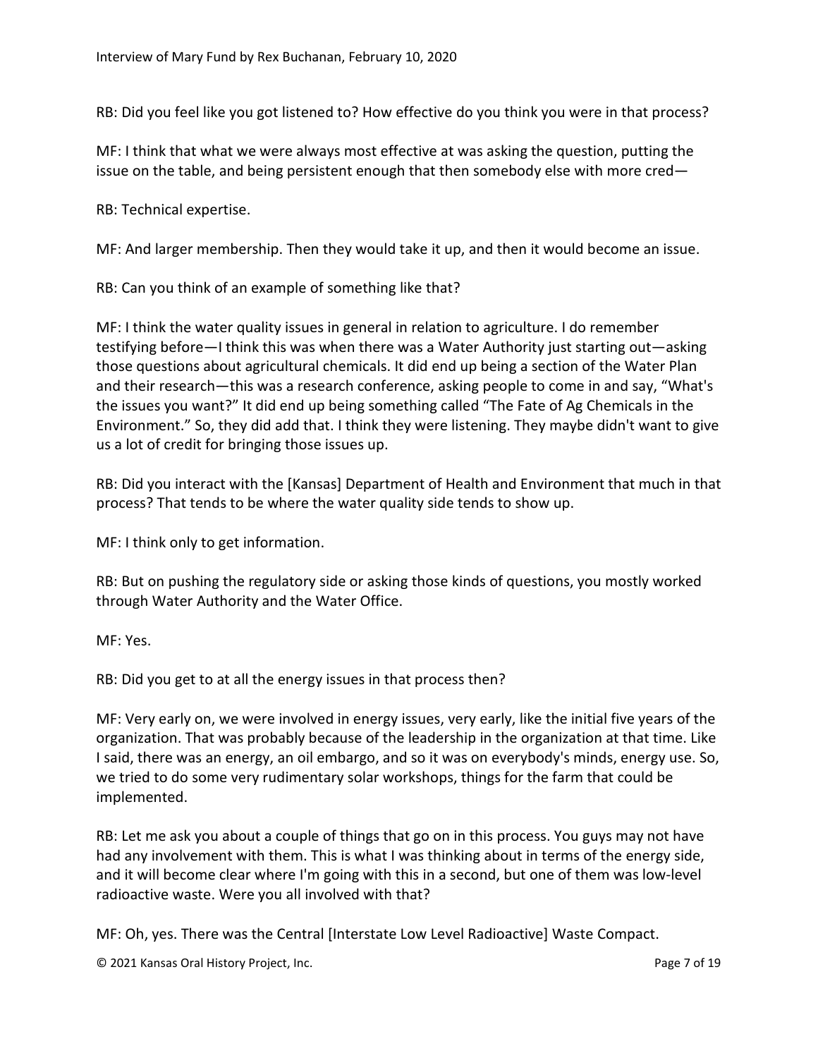RB: Did you feel like you got listened to? How effective do you think you were in that process?

MF: I think that what we were always most effective at was asking the question, putting the issue on the table, and being persistent enough that then somebody else with more cred—

RB: Technical expertise.

MF: And larger membership. Then they would take it up, and then it would become an issue.

RB: Can you think of an example of something like that?

MF: I think the water quality issues in general in relation to agriculture. I do remember testifying before—I think this was when there was a Water Authority just starting out—asking those questions about agricultural chemicals. It did end up being a section of the Water Plan and their research—this was a research conference, asking people to come in and say, "What's the issues you want?" It did end up being something called "The Fate of Ag Chemicals in the Environment." So, they did add that. I think they were listening. They maybe didn't want to give us a lot of credit for bringing those issues up.

RB: Did you interact with the [Kansas] Department of Health and Environment that much in that process? That tends to be where the water quality side tends to show up.

MF: I think only to get information.

RB: But on pushing the regulatory side or asking those kinds of questions, you mostly worked through Water Authority and the Water Office.

MF: Yes.

RB: Did you get to at all the energy issues in that process then?

MF: Very early on, we were involved in energy issues, very early, like the initial five years of the organization. That was probably because of the leadership in the organization at that time. Like I said, there was an energy, an oil embargo, and so it was on everybody's minds, energy use. So, we tried to do some very rudimentary solar workshops, things for the farm that could be implemented.

RB: Let me ask you about a couple of things that go on in this process. You guys may not have had any involvement with them. This is what I was thinking about in terms of the energy side, and it will become clear where I'm going with this in a second, but one of them was low-level radioactive waste. Were you all involved with that?

MF: Oh, yes. There was the Central [Interstate Low Level Radioactive] Waste Compact.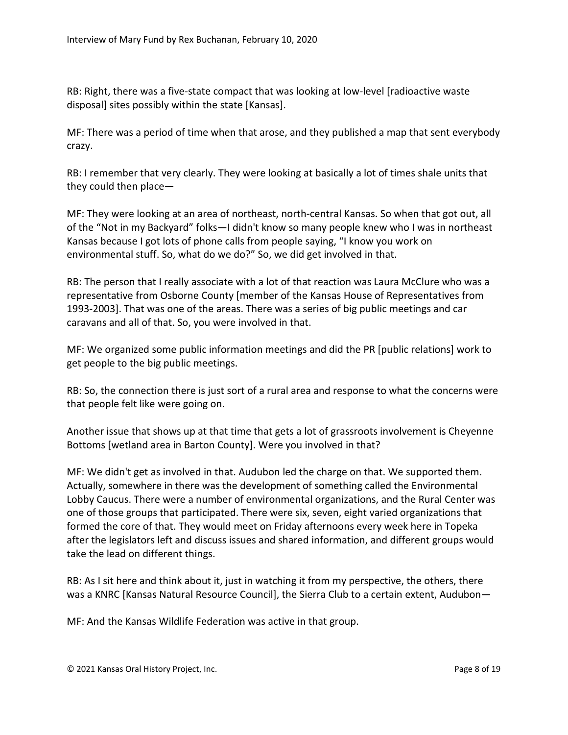RB: Right, there was a five-state compact that was looking at low-level [radioactive waste disposal] sites possibly within the state [Kansas].

MF: There was a period of time when that arose, and they published a map that sent everybody crazy.

RB: I remember that very clearly. They were looking at basically a lot of times shale units that they could then place—

MF: They were looking at an area of northeast, north-central Kansas. So when that got out, all of the "Not in my Backyard" folks—I didn't know so many people knew who I was in northeast Kansas because I got lots of phone calls from people saying, "I know you work on environmental stuff. So, what do we do?" So, we did get involved in that.

RB: The person that I really associate with a lot of that reaction was Laura McClure who was a representative from Osborne County [member of the Kansas House of Representatives from 1993-2003]. That was one of the areas. There was a series of big public meetings and car caravans and all of that. So, you were involved in that.

MF: We organized some public information meetings and did the PR [public relations] work to get people to the big public meetings.

RB: So, the connection there is just sort of a rural area and response to what the concerns were that people felt like were going on.

Another issue that shows up at that time that gets a lot of grassroots involvement is Cheyenne Bottoms [wetland area in Barton County]. Were you involved in that?

MF: We didn't get as involved in that. Audubon led the charge on that. We supported them. Actually, somewhere in there was the development of something called the Environmental Lobby Caucus. There were a number of environmental organizations, and the Rural Center was one of those groups that participated. There were six, seven, eight varied organizations that formed the core of that. They would meet on Friday afternoons every week here in Topeka after the legislators left and discuss issues and shared information, and different groups would take the lead on different things.

RB: As I sit here and think about it, just in watching it from my perspective, the others, there was a KNRC [Kansas Natural Resource Council], the Sierra Club to a certain extent, Audubon—

MF: And the Kansas Wildlife Federation was active in that group.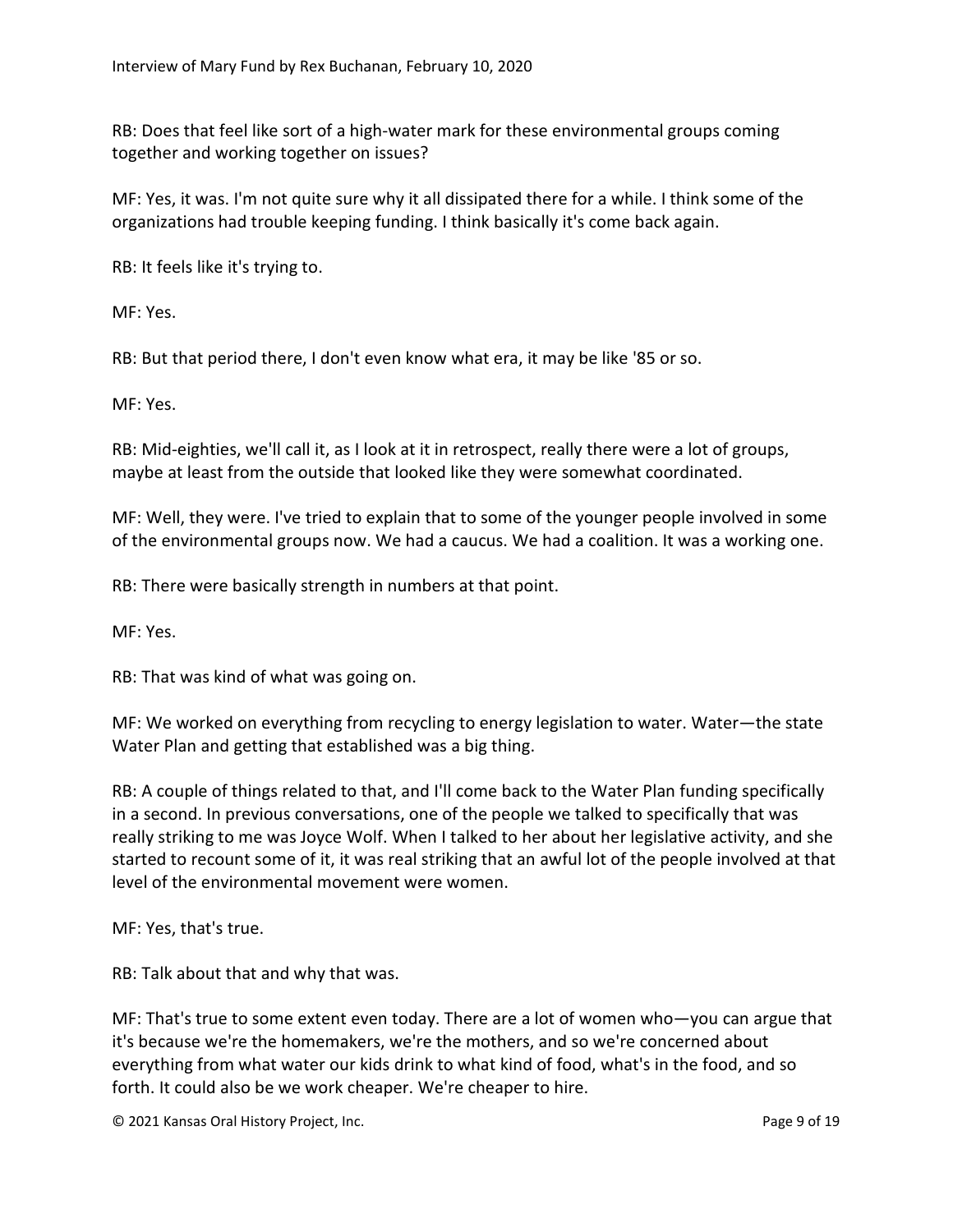RB: Does that feel like sort of a high-water mark for these environmental groups coming together and working together on issues?

MF: Yes, it was. I'm not quite sure why it all dissipated there for a while. I think some of the organizations had trouble keeping funding. I think basically it's come back again.

RB: It feels like it's trying to.

MF: Yes.

RB: But that period there, I don't even know what era, it may be like '85 or so.

MF: Yes.

RB: Mid-eighties, we'll call it, as I look at it in retrospect, really there were a lot of groups, maybe at least from the outside that looked like they were somewhat coordinated.

MF: Well, they were. I've tried to explain that to some of the younger people involved in some of the environmental groups now. We had a caucus. We had a coalition. It was a working one.

RB: There were basically strength in numbers at that point.

MF: Yes.

RB: That was kind of what was going on.

MF: We worked on everything from recycling to energy legislation to water. Water—the state Water Plan and getting that established was a big thing.

RB: A couple of things related to that, and I'll come back to the Water Plan funding specifically in a second. In previous conversations, one of the people we talked to specifically that was really striking to me was Joyce Wolf. When I talked to her about her legislative activity, and she started to recount some of it, it was real striking that an awful lot of the people involved at that level of the environmental movement were women.

MF: Yes, that's true.

RB: Talk about that and why that was.

MF: That's true to some extent even today. There are a lot of women who—you can argue that it's because we're the homemakers, we're the mothers, and so we're concerned about everything from what water our kids drink to what kind of food, what's in the food, and so forth. It could also be we work cheaper. We're cheaper to hire.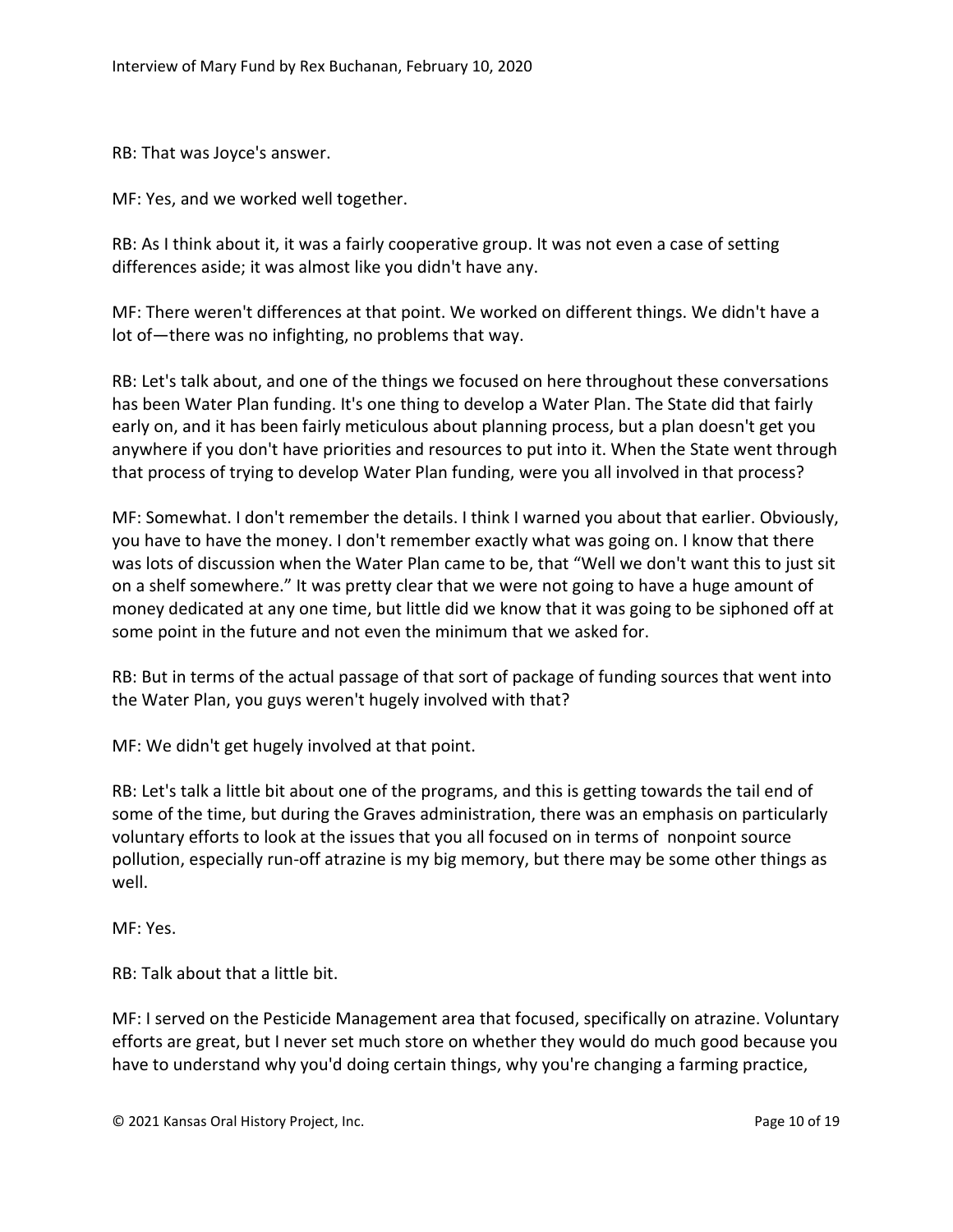RB: That was Joyce's answer.

MF: Yes, and we worked well together.

RB: As I think about it, it was a fairly cooperative group. It was not even a case of setting differences aside; it was almost like you didn't have any.

MF: There weren't differences at that point. We worked on different things. We didn't have a lot of—there was no infighting, no problems that way.

RB: Let's talk about, and one of the things we focused on here throughout these conversations has been Water Plan funding. It's one thing to develop a Water Plan. The State did that fairly early on, and it has been fairly meticulous about planning process, but a plan doesn't get you anywhere if you don't have priorities and resources to put into it. When the State went through that process of trying to develop Water Plan funding, were you all involved in that process?

MF: Somewhat. I don't remember the details. I think I warned you about that earlier. Obviously, you have to have the money. I don't remember exactly what was going on. I know that there was lots of discussion when the Water Plan came to be, that "Well we don't want this to just sit on a shelf somewhere." It was pretty clear that we were not going to have a huge amount of money dedicated at any one time, but little did we know that it was going to be siphoned off at some point in the future and not even the minimum that we asked for.

RB: But in terms of the actual passage of that sort of package of funding sources that went into the Water Plan, you guys weren't hugely involved with that?

MF: We didn't get hugely involved at that point.

RB: Let's talk a little bit about one of the programs, and this is getting towards the tail end of some of the time, but during the Graves administration, there was an emphasis on particularly voluntary efforts to look at the issues that you all focused on in terms of nonpoint source pollution, especially run-off atrazine is my big memory, but there may be some other things as well.

MF: Yes.

RB: Talk about that a little bit.

MF: I served on the Pesticide Management area that focused, specifically on atrazine. Voluntary efforts are great, but I never set much store on whether they would do much good because you have to understand why you'd doing certain things, why you're changing a farming practice,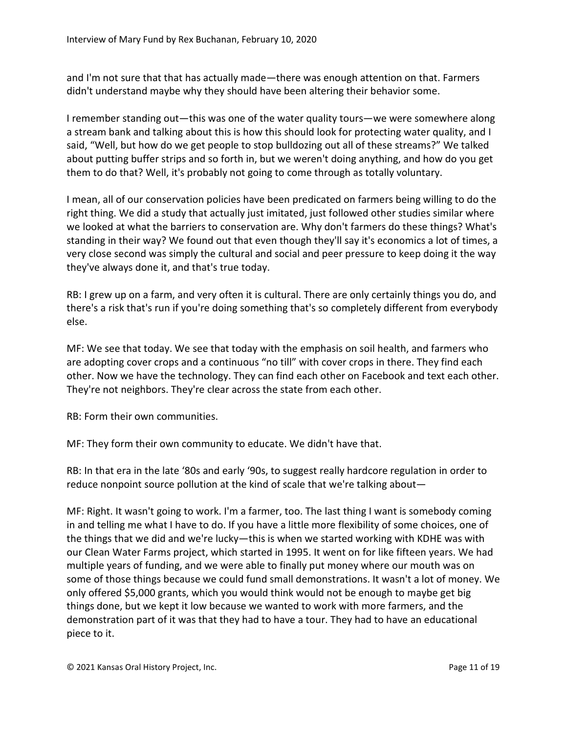and I'm not sure that that has actually made—there was enough attention on that. Farmers didn't understand maybe why they should have been altering their behavior some.

I remember standing out—this was one of the water quality tours—we were somewhere along a stream bank and talking about this is how this should look for protecting water quality, and I said, "Well, but how do we get people to stop bulldozing out all of these streams?" We talked about putting buffer strips and so forth in, but we weren't doing anything, and how do you get them to do that? Well, it's probably not going to come through as totally voluntary.

I mean, all of our conservation policies have been predicated on farmers being willing to do the right thing. We did a study that actually just imitated, just followed other studies similar where we looked at what the barriers to conservation are. Why don't farmers do these things? What's standing in their way? We found out that even though they'll say it's economics a lot of times, a very close second was simply the cultural and social and peer pressure to keep doing it the way they've always done it, and that's true today.

RB: I grew up on a farm, and very often it is cultural. There are only certainly things you do, and there's a risk that's run if you're doing something that's so completely different from everybody else.

MF: We see that today. We see that today with the emphasis on soil health, and farmers who are adopting cover crops and a continuous "no till" with cover crops in there. They find each other. Now we have the technology. They can find each other on Facebook and text each other. They're not neighbors. They're clear across the state from each other.

RB: Form their own communities.

MF: They form their own community to educate. We didn't have that.

RB: In that era in the late '80s and early '90s, to suggest really hardcore regulation in order to reduce nonpoint source pollution at the kind of scale that we're talking about—

MF: Right. It wasn't going to work. I'm a farmer, too. The last thing I want is somebody coming in and telling me what I have to do. If you have a little more flexibility of some choices, one of the things that we did and we're lucky—this is when we started working with KDHE was with our Clean Water Farms project, which started in 1995. It went on for like fifteen years. We had multiple years of funding, and we were able to finally put money where our mouth was on some of those things because we could fund small demonstrations. It wasn't a lot of money. We only offered $5,000 grants, which you would think would not be enough to maybe get big things done, but we kept it low because we wanted to work with more farmers, and the demonstration part of it was that they had to have a tour. They had to have an educational piece to it.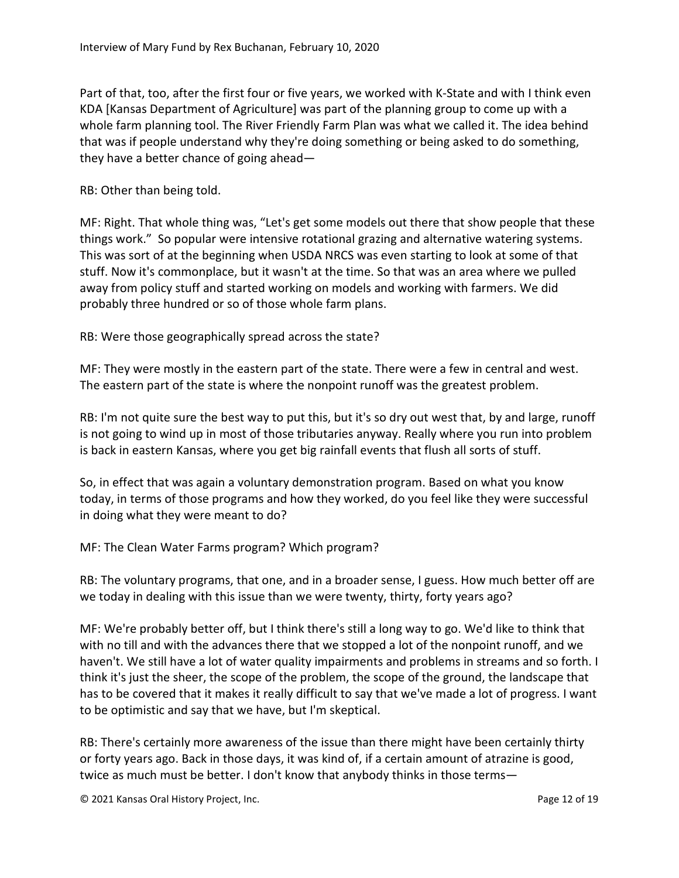Part of that, too, after the first four or five years, we worked with K-State and with I think even KDA [Kansas Department of Agriculture] was part of the planning group to come up with a whole farm planning tool. The River Friendly Farm Plan was what we called it. The idea behind that was if people understand why they're doing something or being asked to do something, they have a better chance of going ahead—

RB: Other than being told.

MF: Right. That whole thing was, "Let's get some models out there that show people that these things work." So popular were intensive rotational grazing and alternative watering systems. This was sort of at the beginning when USDA NRCS was even starting to look at some of that stuff. Now it's commonplace, but it wasn't at the time. So that was an area where we pulled away from policy stuff and started working on models and working with farmers. We did probably three hundred or so of those whole farm plans.

RB: Were those geographically spread across the state?

MF: They were mostly in the eastern part of the state. There were a few in central and west. The eastern part of the state is where the nonpoint runoff was the greatest problem.

RB: I'm not quite sure the best way to put this, but it's so dry out west that, by and large, runoff is not going to wind up in most of those tributaries anyway. Really where you run into problem is back in eastern Kansas, where you get big rainfall events that flush all sorts of stuff.

So, in effect that was again a voluntary demonstration program. Based on what you know today, in terms of those programs and how they worked, do you feel like they were successful in doing what they were meant to do?

MF: The Clean Water Farms program? Which program?

RB: The voluntary programs, that one, and in a broader sense, I guess. How much better off are we today in dealing with this issue than we were twenty, thirty, forty years ago?

MF: We're probably better off, but I think there's still a long way to go. We'd like to think that with no till and with the advances there that we stopped a lot of the nonpoint runoff, and we haven't. We still have a lot of water quality impairments and problems in streams and so forth. I think it's just the sheer, the scope of the problem, the scope of the ground, the landscape that has to be covered that it makes it really difficult to say that we've made a lot of progress. I want to be optimistic and say that we have, but I'm skeptical.

RB: There's certainly more awareness of the issue than there might have been certainly thirty or forty years ago. Back in those days, it was kind of, if a certain amount of atrazine is good, twice as much must be better. I don't know that anybody thinks in those terms—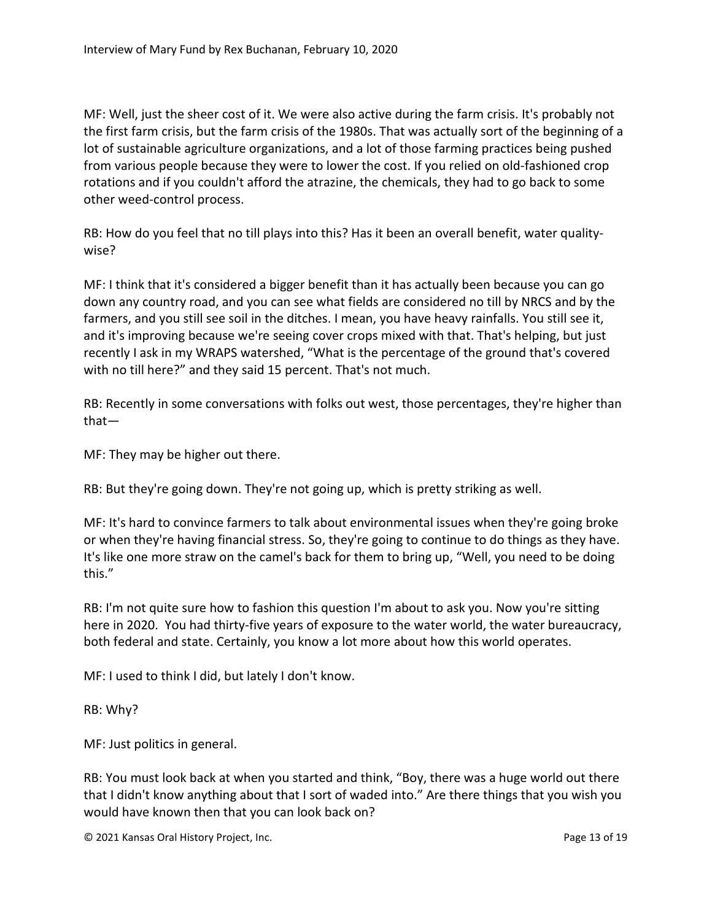MF: Well, just the sheer cost of it. We were also active during the farm crisis. It's probably not the first farm crisis, but the farm crisis of the 1980s. That was actually sort of the beginning of a lot of sustainable agriculture organizations, and a lot of those farming practices being pushed from various people because they were to lower the cost. If you relied on old-fashioned crop rotations and if you couldn't afford the atrazine, the chemicals, they had to go back to some other weed-control process.

RB: How do you feel that no till plays into this? Has it been an overall benefit, water quality-wise?

MF: I think that it's considered a bigger benefit than it has actually been because you can go down any country road, and you can see what fields are considered no till by NRCS and by the farmers, and you still see soil in the ditches. I mean, you have heavy rainfalls. You still see it, and it's improving because we're seeing cover crops mixed with that. That's helping, but just recently I ask in my WRAPS watershed, "What is the percentage of the ground that's covered with no till here?" and they said 15 percent. That's not much.

RB: Recently in some conversations with folks out west, those percentages, they're higher than that—

MF: They may be higher out there.

RB: But they're going down. They're not going up, which is pretty striking as well.

MF: It's hard to convince farmers to talk about environmental issues when they're going broke or when they're having financial stress. So, they're going to continue to do things as they have. It's like one more straw on the camel's back for them to bring up, "Well, you need to be doing this."

RB: I'm not quite sure how to fashion this question I'm about to ask you. Now you're sitting here in 2020. You had thirty-five years of exposure to the water world, the water bureaucracy, both federal and state. Certainly, you know a lot more about how this world operates.

MF: I used to think I did, but lately I don't know.

RB: Why?

MF: Just politics in general.

RB: You must look back at when you started and think, "Boy, there was a huge world out there that I didn't know anything about that I sort of waded into." Are there things that you wish you would have known then that you can look back on?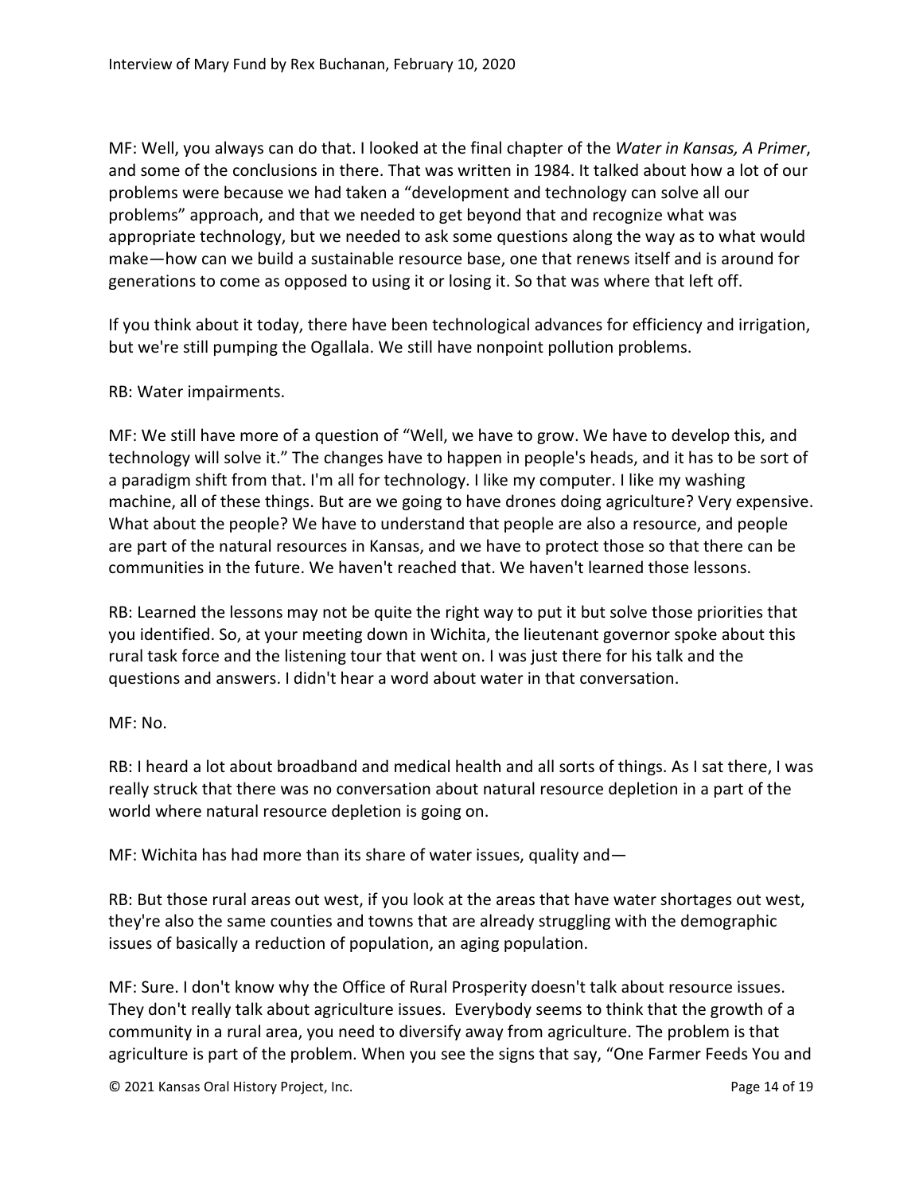MF: Well, you always can do that. I looked at the final chapter of the *Water in Kansas, A Primer*, and some of the conclusions in there. That was written in 1984. It talked about how a lot of our problems were because we had taken a "development and technology can solve all our problems" approach, and that we needed to get beyond that and recognize what was appropriate technology, but we needed to ask some questions along the way as to what would make—how can we build a sustainable resource base, one that renews itself and is around for generations to come as opposed to using it or losing it. So that was where that left off.

If you think about it today, there have been technological advances for efficiency and irrigation, but we're still pumping the Ogallala. We still have nonpoint pollution problems.

RB: Water impairments.

MF: We still have more of a question of "Well, we have to grow. We have to develop this, and technology will solve it." The changes have to happen in people's heads, and it has to be sort of a paradigm shift from that. I'm all for technology. I like my computer. I like my washing machine, all of these things. But are we going to have drones doing agriculture? Very expensive. What about the people? We have to understand that people are also a resource, and people are part of the natural resources in Kansas, and we have to protect those so that there can be communities in the future. We haven't reached that. We haven't learned those lessons.

RB: Learned the lessons may not be quite the right way to put it but solve those priorities that you identified. So, at your meeting down in Wichita, the lieutenant governor spoke about this rural task force and the listening tour that went on. I was just there for his talk and the questions and answers. I didn't hear a word about water in that conversation.

MF: No.

RB: I heard a lot about broadband and medical health and all sorts of things. As I sat there, I was really struck that there was no conversation about natural resource depletion in a part of the world where natural resource depletion is going on.

MF: Wichita has had more than its share of water issues, quality and—

RB: But those rural areas out west, if you look at the areas that have water shortages out west, they're also the same counties and towns that are already struggling with the demographic issues of basically a reduction of population, an aging population.

MF: Sure. I don't know why the Office of Rural Prosperity doesn't talk about resource issues. They don't really talk about agriculture issues. Everybody seems to think that the growth of a community in a rural area, you need to diversify away from agriculture. The problem is that agriculture is part of the problem. When you see the signs that say, "One Farmer Feeds You and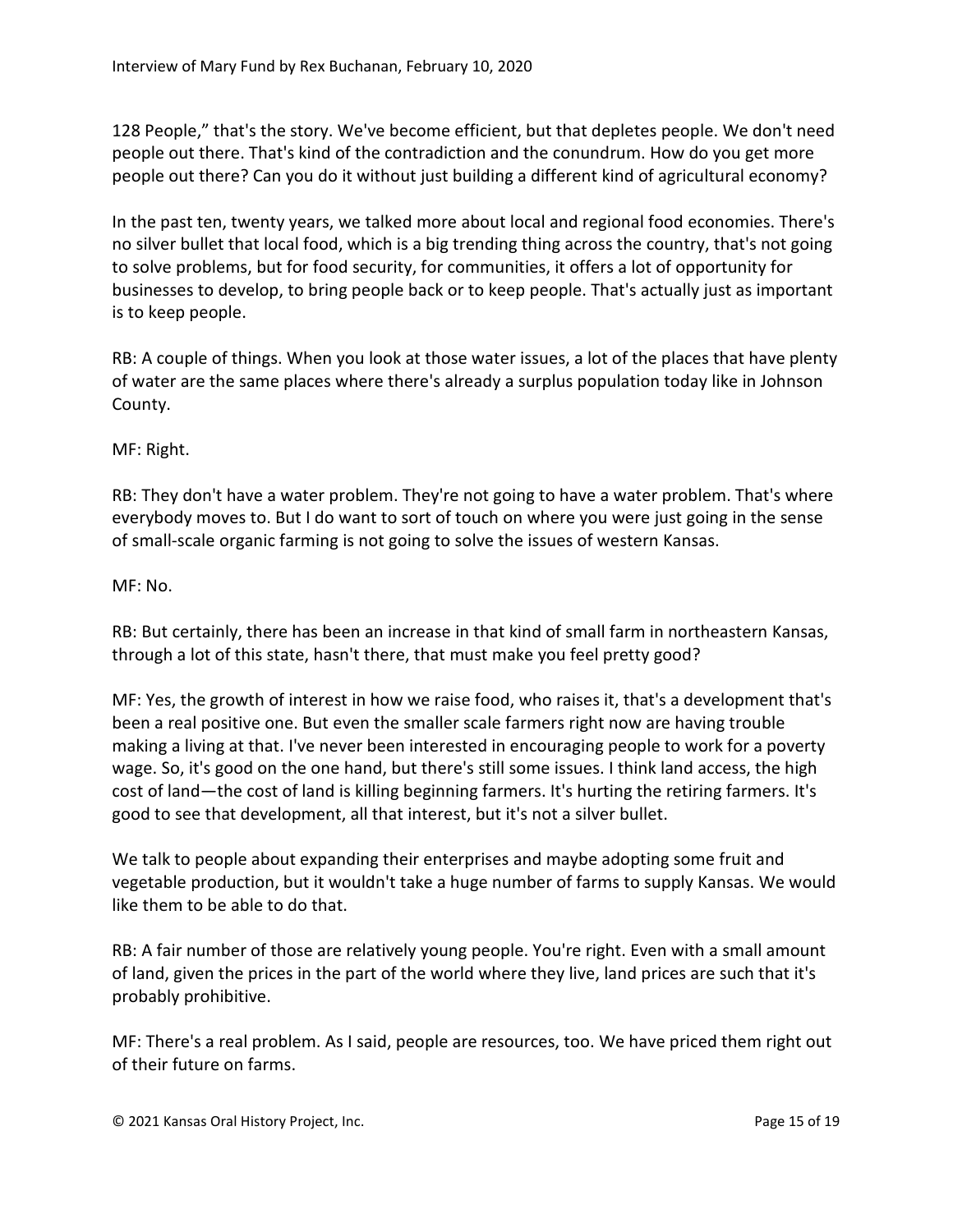128 People," that's the story. We've become efficient, but that depletes people. We don't need people out there. That's kind of the contradiction and the conundrum. How do you get more people out there? Can you do it without just building a different kind of agricultural economy?

In the past ten, twenty years, we talked more about local and regional food economies. There's no silver bullet that local food, which is a big trending thing across the country, that's not going to solve problems, but for food security, for communities, it offers a lot of opportunity for businesses to develop, to bring people back or to keep people. That's actually just as important is to keep people.

RB: A couple of things. When you look at those water issues, a lot of the places that have plenty of water are the same places where there's already a surplus population today like in Johnson County.

MF: Right.

RB: They don't have a water problem. They're not going to have a water problem. That's where everybody moves to. But I do want to sort of touch on where you were just going in the sense of small-scale organic farming is not going to solve the issues of western Kansas.

MF: No.

RB: But certainly, there has been an increase in that kind of small farm in northeastern Kansas, through a lot of this state, hasn't there, that must make you feel pretty good?

MF: Yes, the growth of interest in how we raise food, who raises it, that's a development that's been a real positive one. But even the smaller scale farmers right now are having trouble making a living at that. I've never been interested in encouraging people to work for a poverty wage. So, it's good on the one hand, but there's still some issues. I think land access, the high cost of land—the cost of land is killing beginning farmers. It's hurting the retiring farmers. It's good to see that development, all that interest, but it's not a silver bullet.

We talk to people about expanding their enterprises and maybe adopting some fruit and vegetable production, but it wouldn't take a huge number of farms to supply Kansas. We would like them to be able to do that.

RB: A fair number of those are relatively young people. You're right. Even with a small amount of land, given the prices in the part of the world where they live, land prices are such that it's probably prohibitive.

MF: There's a real problem. As I said, people are resources, too. We have priced them right out of their future on farms.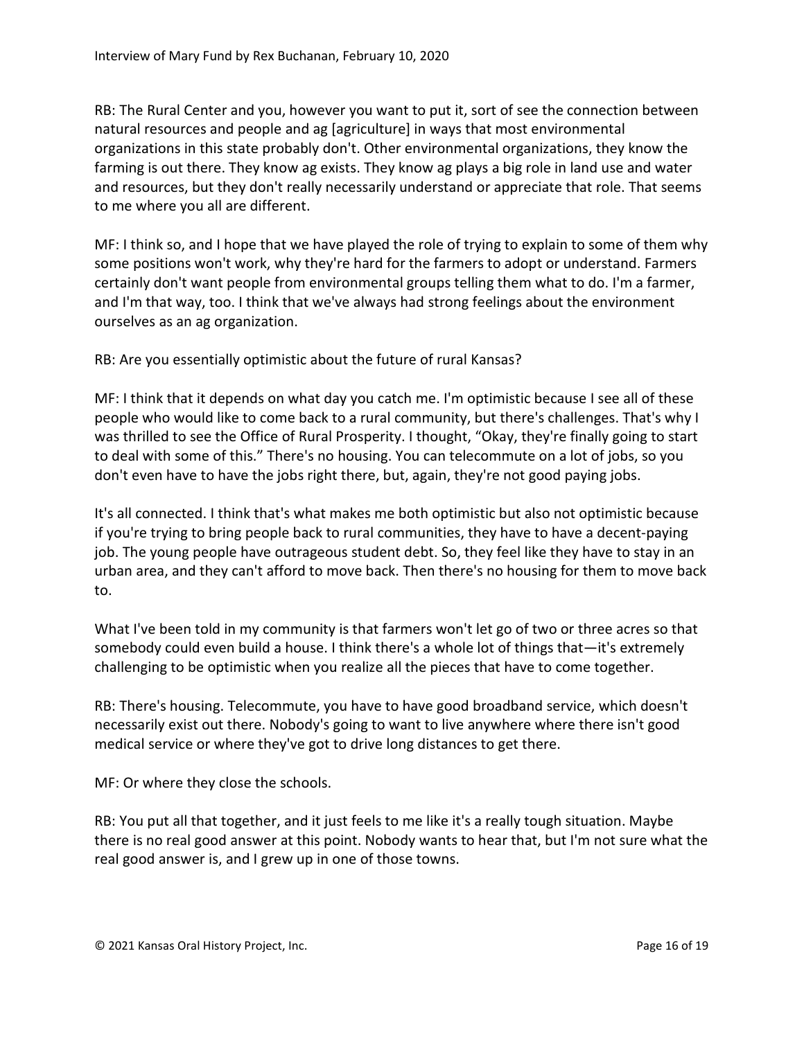RB: The Rural Center and you, however you want to put it, sort of see the connection between natural resources and people and ag [agriculture] in ways that most environmental organizations in this state probably don't. Other environmental organizations, they know the farming is out there. They know ag exists. They know ag plays a big role in land use and water and resources, but they don't really necessarily understand or appreciate that role. That seems to me where you all are different.

MF: I think so, and I hope that we have played the role of trying to explain to some of them why some positions won't work, why they're hard for the farmers to adopt or understand. Farmers certainly don't want people from environmental groups telling them what to do. I'm a farmer, and I'm that way, too. I think that we've always had strong feelings about the environment ourselves as an ag organization.

RB: Are you essentially optimistic about the future of rural Kansas?

MF: I think that it depends on what day you catch me. I'm optimistic because I see all of these people who would like to come back to a rural community, but there's challenges. That's why I was thrilled to see the Office of Rural Prosperity. I thought, "Okay, they're finally going to start to deal with some of this." There's no housing. You can telecommute on a lot of jobs, so you don't even have to have the jobs right there, but, again, they're not good paying jobs.

It's all connected. I think that's what makes me both optimistic but also not optimistic because if you're trying to bring people back to rural communities, they have to have a decent-paying job. The young people have outrageous student debt. So, they feel like they have to stay in an urban area, and they can't afford to move back. Then there's no housing for them to move back to.

What I've been told in my community is that farmers won't let go of two or three acres so that somebody could even build a house. I think there's a whole lot of things that—it's extremely challenging to be optimistic when you realize all the pieces that have to come together.

RB: There's housing. Telecommute, you have to have good broadband service, which doesn't necessarily exist out there. Nobody's going to want to live anywhere where there isn't good medical service or where they've got to drive long distances to get there.

MF: Or where they close the schools.

RB: You put all that together, and it just feels to me like it's a really tough situation. Maybe there is no real good answer at this point. Nobody wants to hear that, but I'm not sure what the real good answer is, and I grew up in one of those towns.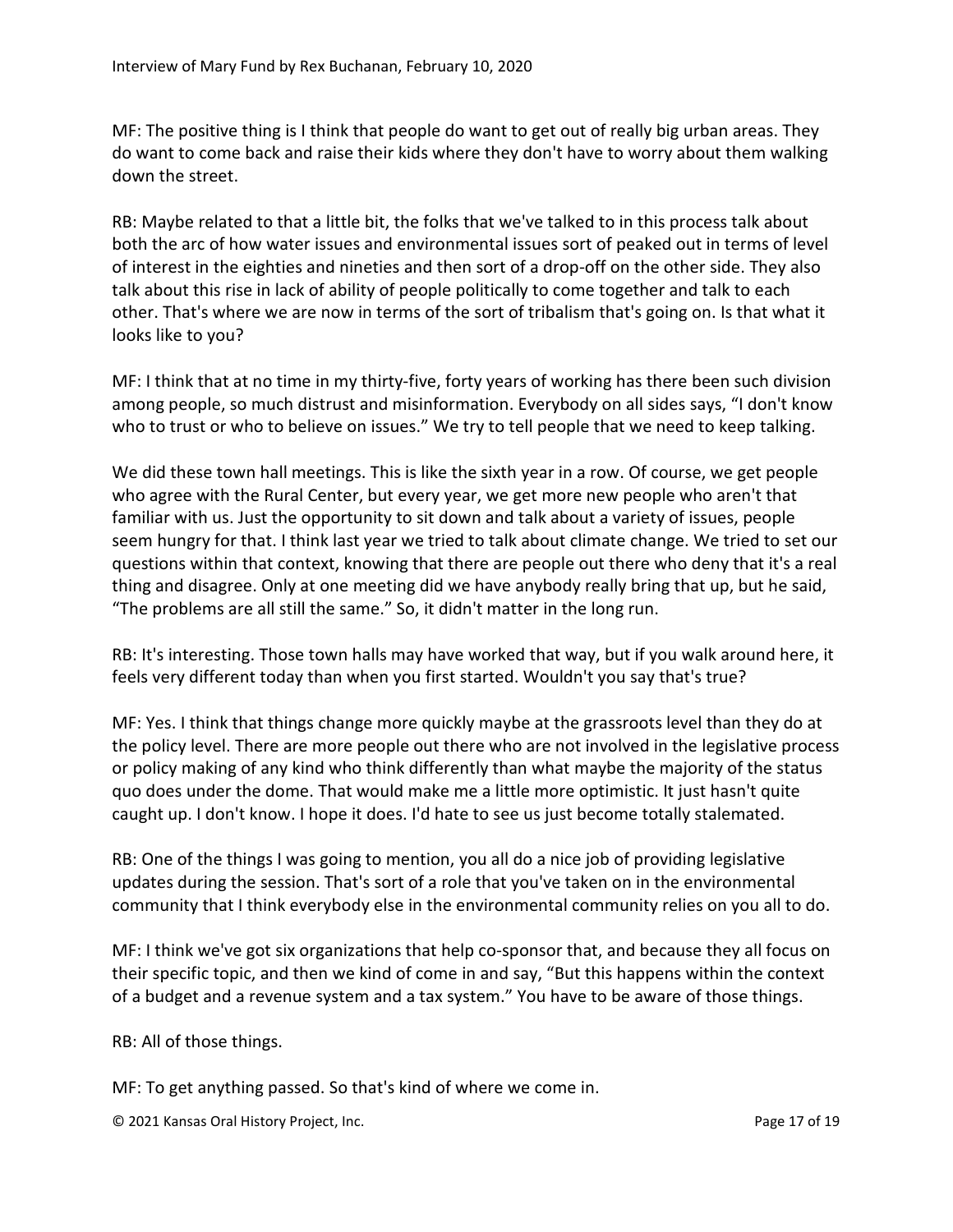MF: The positive thing is I think that people do want to get out of really big urban areas. They do want to come back and raise their kids where they don't have to worry about them walking down the street.

RB: Maybe related to that a little bit, the folks that we've talked to in this process talk about both the arc of how water issues and environmental issues sort of peaked out in terms of level of interest in the eighties and nineties and then sort of a drop-off on the other side. They also talk about this rise in lack of ability of people politically to come together and talk to each other. That's where we are now in terms of the sort of tribalism that's going on. Is that what it looks like to you?

MF: I think that at no time in my thirty-five, forty years of working has there been such division among people, so much distrust and misinformation. Everybody on all sides says, "I don't know who to trust or who to believe on issues." We try to tell people that we need to keep talking.

We did these town hall meetings. This is like the sixth year in a row. Of course, we get people who agree with the Rural Center, but every year, we get more new people who aren't that familiar with us. Just the opportunity to sit down and talk about a variety of issues, people seem hungry for that. I think last year we tried to talk about climate change. We tried to set our questions within that context, knowing that there are people out there who deny that it's a real thing and disagree. Only at one meeting did we have anybody really bring that up, but he said, "The problems are all still the same." So, it didn't matter in the long run.

RB: It's interesting. Those town halls may have worked that way, but if you walk around here, it feels very different today than when you first started. Wouldn't you say that's true?

MF: Yes. I think that things change more quickly maybe at the grassroots level than they do at the policy level. There are more people out there who are not involved in the legislative process or policy making of any kind who think differently than what maybe the majority of the status quo does under the dome. That would make me a little more optimistic. It just hasn't quite caught up. I don't know. I hope it does. I'd hate to see us just become totally stalemated.

RB: One of the things I was going to mention, you all do a nice job of providing legislative updates during the session. That's sort of a role that you've taken on in the environmental community that I think everybody else in the environmental community relies on you all to do.

MF: I think we've got six organizations that help co-sponsor that, and because they all focus on their specific topic, and then we kind of come in and say, "But this happens within the context of a budget and a revenue system and a tax system." You have to be aware of those things.

RB: All of those things.

MF: To get anything passed. So that's kind of where we come in.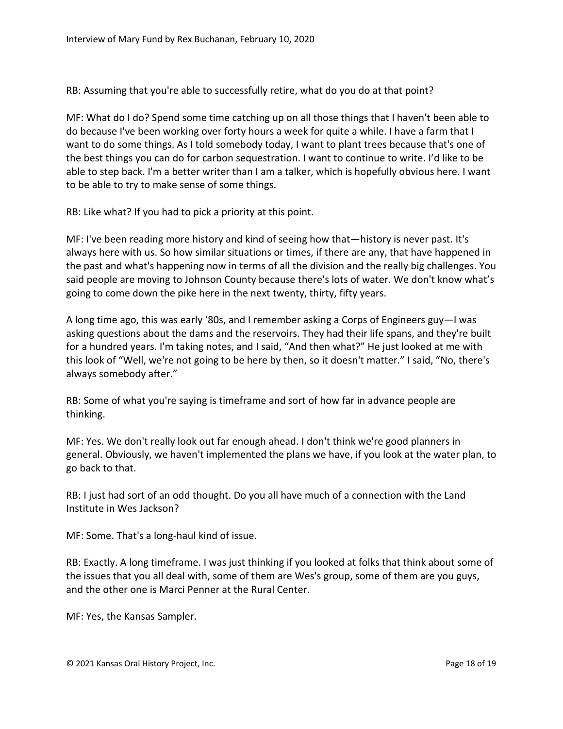RB: Assuming that you're able to successfully retire, what do you do at that point?

MF: What do I do? Spend some time catching up on all those things that I haven't been able to do because I've been working over forty hours a week for quite a while. I have a farm that I want to do some things. As I told somebody today, I want to plant trees because that's one of the best things you can do for carbon sequestration. I want to continue to write. I'd like to be able to step back. I'm a better writer than I am a talker, which is hopefully obvious here. I want to be able to try to make sense of some things.

RB: Like what? If you had to pick a priority at this point.

MF: I've been reading more history and kind of seeing how that—history is never past. It's always here with us. So how similar situations or times, if there are any, that have happened in the past and what's happening now in terms of all the division and the really big challenges. You said people are moving to Johnson County because there's lots of water. We don't know what's going to come down the pike here in the next twenty, thirty, fifty years.

A long time ago, this was early '80s, and I remember asking a Corps of Engineers guy—I was asking questions about the dams and the reservoirs. They had their life spans, and they're built for a hundred years. I'm taking notes, and I said, "And then what?" He just looked at me with this look of "Well, we're not going to be here by then, so it doesn't matter." I said, "No, there's always somebody after."

RB: Some of what you're saying is timeframe and sort of how far in advance people are thinking.

MF: Yes. We don't really look out far enough ahead. I don't think we're good planners in general. Obviously, we haven't implemented the plans we have, if you look at the water plan, to go back to that.

RB: I just had sort of an odd thought. Do you all have much of a connection with the Land Institute in Wes Jackson?

MF: Some. That's a long-haul kind of issue.

RB: Exactly. A long timeframe. I was just thinking if you looked at folks that think about some of the issues that you all deal with, some of them are Wes's group, some of them are you guys, and the other one is Marci Penner at the Rural Center.

MF: Yes, the Kansas Sampler.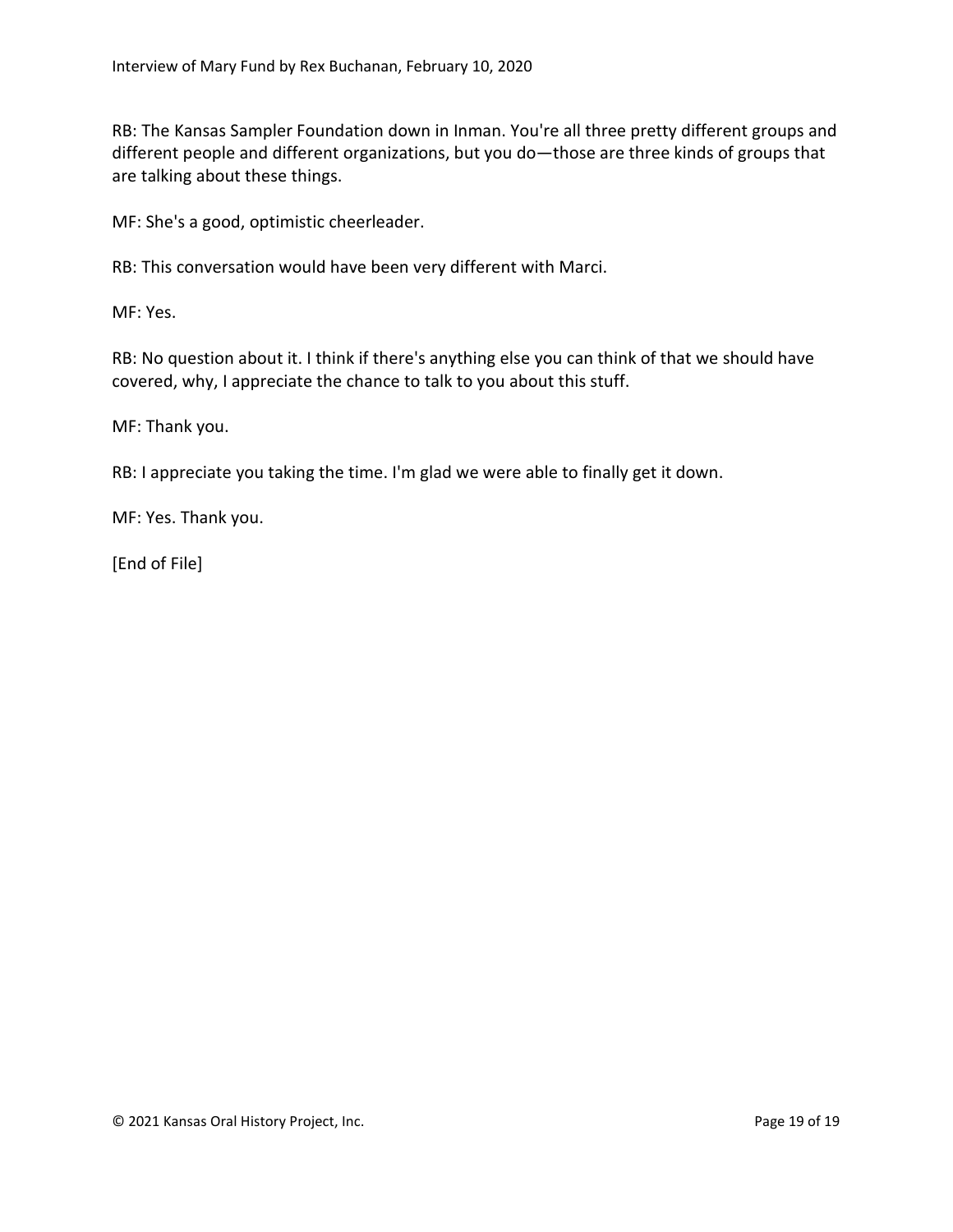RB: The Kansas Sampler Foundation down in Inman. You're all three pretty different groups and different people and different organizations, but you do—those are three kinds of groups that are talking about these things.

MF: She's a good, optimistic cheerleader.

RB: This conversation would have been very different with Marci.

MF: Yes.

RB: No question about it. I think if there's anything else you can think of that we should have covered, why, I appreciate the chance to talk to you about this stuff.

MF: Thank you.

RB: I appreciate you taking the time. I'm glad we were able to finally get it down.

MF: Yes. Thank you.

[End of File]